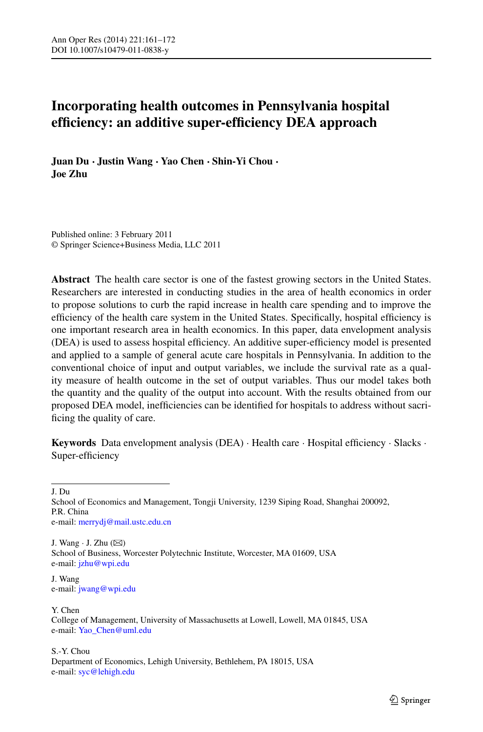# Incorporating health outcomes in Pennsylvania hospital efficiency: an additive super-efficiency DEA approach

**Juan Du · Justin Wang · Yao Chen · Shin-Yi Chou · Joe Zhu**

Published online: 3 February 2011
© Springer Science+Business Media, LLC 2011

**Abstract** The health care sector is one of the fastest growing sectors in the United States. Researchers are interested in conducting studies in the area of health economics in order to propose solutions to curb the rapid increase in health care spending and to improve the efficiency of the health care system in the United States. Specifically, hospital efficiency is one important research area in health economics. In this paper, data envelopment analysis (DEA) is used to assess hospital efficiency. An additive super-efficiency model is presented and applied to a sample of general acute care hospitals in Pennsylvania. In addition to the conventional choice of input and output variables, we include the survival rate as a quality measure of health outcome in the set of output variables. Thus our model takes both the quantity and the quality of the output into account. With the results obtained from our proposed DEA model, inefficiencies can be identified for hospitals to address without sacrificing the quality of care.

**Keywords** Data envelopment analysis (DEA) · Health care · Hospital efficiency · Slacks · Super-efficiency

---

J. Du
School of Economics and Management, Tongji University, 1239 Siping Road, Shanghai 200092, P.R. China
e-mail: merrydj@mail.ustc.edu.cn

J. Wang · J. Zhu (✉)
School of Business, Worcester Polytechnic Institute, Worcester, MA 01609, USA
e-mail: jzhu@wpi.edu

J. Wang
e-mail: jwang@wpi.edu

Y. Chen
College of Management, University of Massachusetts at Lowell, Lowell, MA 01845, USA
e-mail: Yao_Chen@uml.edu

S.-Y. Chou
Department of Economics, Lehigh University, Bethlehem, PA 18015, USA
e-mail: syc@lehigh.edu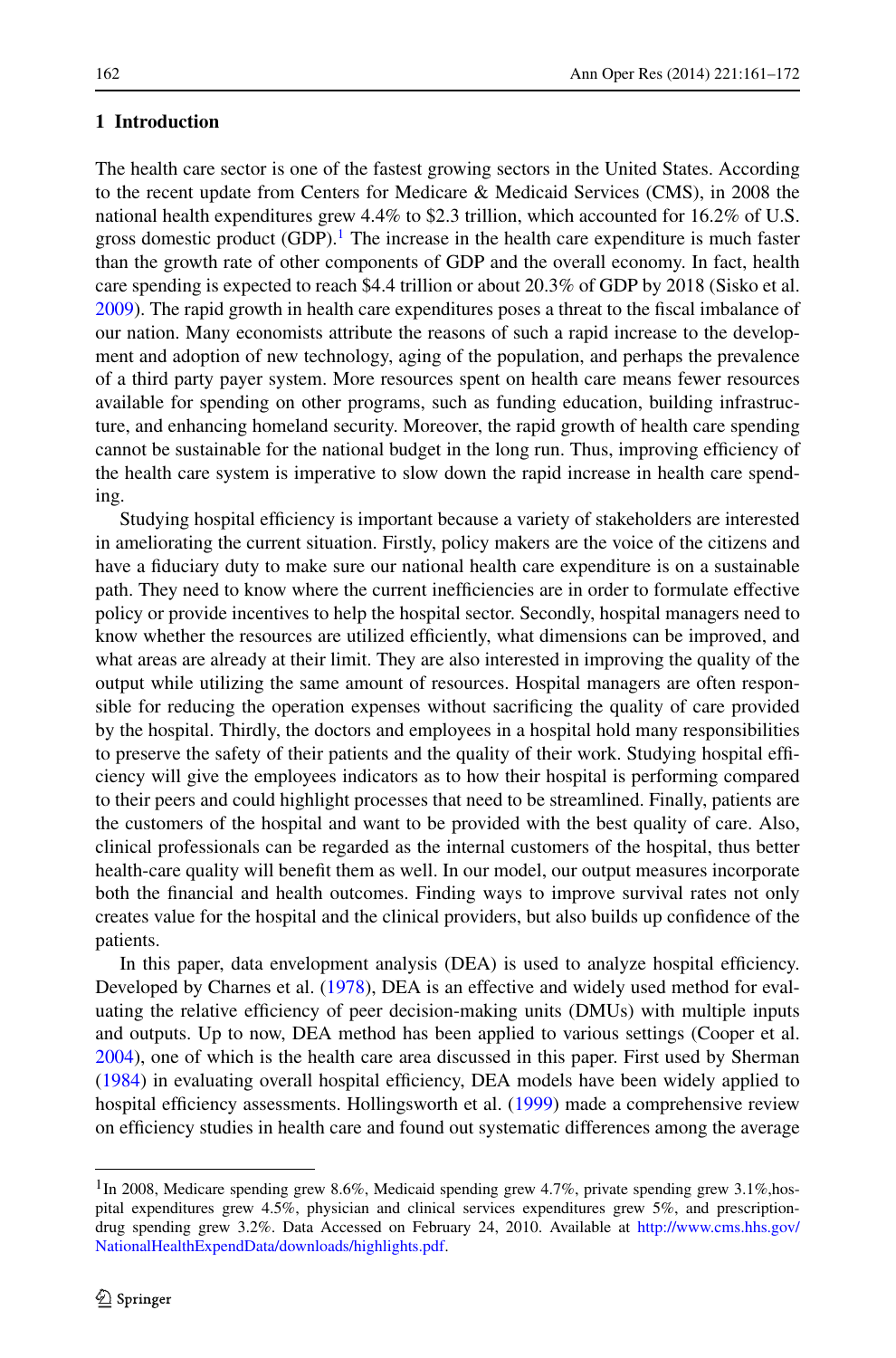## 1 Introduction

The health care sector is one of the fastest growing sectors in the United States. According to the recent update from Centers for Medicare & Medicaid Services (CMS), in 2008 the national health expenditures grew 4.4% to $2.3 trillion, which accounted for 16.2% of U.S. gross domestic product (GDP).[1] The increase in the health care expenditure is much faster than the growth rate of other components of GDP and the overall economy. In fact, health care spending is expected to reach $4.4 trillion or about 20.3% of GDP by 2018 (Sisko et al. 2009). The rapid growth in health care expenditures poses a threat to the fiscal imbalance of our nation. Many economists attribute the reasons of such a rapid increase to the development and adoption of new technology, aging of the population, and perhaps the prevalence of a third party payer system. More resources spent on health care means fewer resources available for spending on other programs, such as funding education, building infrastructure, and enhancing homeland security. Moreover, the rapid growth of health care spending cannot be sustainable for the national budget in the long run. Thus, improving efficiency of the health care system is imperative to slow down the rapid increase in health care spending.

Studying hospital efficiency is important because a variety of stakeholders are interested in ameliorating the current situation. Firstly, policy makers are the voice of the citizens and have a fiduciary duty to make sure our national health care expenditure is on a sustainable path. They need to know where the current inefficiencies are in order to formulate effective policy or provide incentives to help the hospital sector. Secondly, hospital managers need to know whether the resources are utilized efficiently, what dimensions can be improved, and what areas are already at their limit. They are also interested in improving the quality of the output while utilizing the same amount of resources. Hospital managers are often responsible for reducing the operation expenses without sacrificing the quality of care provided by the hospital. Thirdly, the doctors and employees in a hospital hold many responsibilities to preserve the safety of their patients and the quality of their work. Studying hospital efficiency will give the employees indicators as to how their hospital is performing compared to their peers and could highlight processes that need to be streamlined. Finally, patients are the customers of the hospital and want to be provided with the best quality of care. Also, clinical professionals can be regarded as the internal customers of the hospital, thus better health-care quality will benefit them as well. In our model, our output measures incorporate both the financial and health outcomes. Finding ways to improve survival rates not only creates value for the hospital and the clinical providers, but also builds up confidence of the patients.

In this paper, data envelopment analysis (DEA) is used to analyze hospital efficiency. Developed by Charnes et al. (1978), DEA is an effective and widely used method for evaluating the relative efficiency of peer decision-making units (DMUs) with multiple inputs and outputs. Up to now, DEA method has been applied to various settings (Cooper et al. 2004), one of which is the health care area discussed in this paper. First used by Sherman (1984) in evaluating overall hospital efficiency, DEA models have been widely applied to hospital efficiency assessments. Hollingsworth et al. (1999) made a comprehensive review on efficiency studies in health care and found out systematic differences among the average

---

[1] In 2008, Medicare spending grew 8.6%, Medicaid spending grew 4.7%, private spending grew 3.1%, hospital expenditures grew 4.5%, physician and clinical services expenditures grew 5%, and prescription-drug spending grew 3.2%. Data Accessed on February 24, 2010. Available at http://www.cms.hhs.gov/NationalHealthExpendData/downloads/highlights.pdf.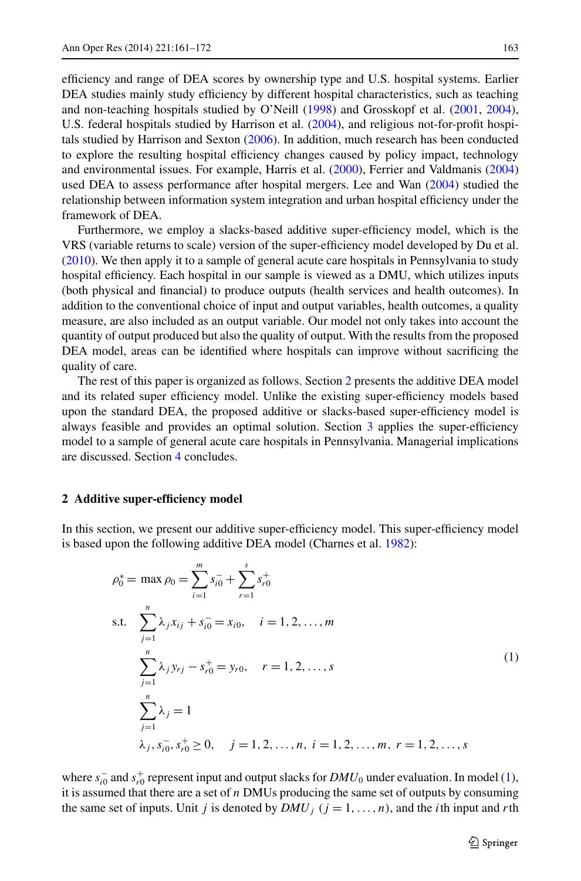efficiency and range of DEA scores by ownership type and U.S. hospital systems. Earlier DEA studies mainly study efficiency by different hospital characteristics, such as teaching and non-teaching hospitals studied by O'Neill (1998) and Grosskopf et al. (2001, 2004), U.S. federal hospitals studied by Harrison et al. (2004), and religious not-for-profit hospitals studied by Harrison and Sexton (2006). In addition, much research has been conducted to explore the resulting hospital efficiency changes caused by policy impact, technology and environmental issues. For example, Harris et al. (2000), Ferrier and Valdmanis (2004) used DEA to assess performance after hospital mergers. Lee and Wan (2004) studied the relationship between information system integration and urban hospital efficiency under the framework of DEA.

Furthermore, we employ a slacks-based additive super-efficiency model, which is the VRS (variable returns to scale) version of the super-efficiency model developed by Du et al. (2010). We then apply it to a sample of general acute care hospitals in Pennsylvania to study hospital efficiency. Each hospital in our sample is viewed as a DMU, which utilizes inputs (both physical and financial) to produce outputs (health services and health outcomes). In addition to the conventional choice of input and output variables, health outcomes, a quality measure, are also included as an output variable. Our model not only takes into account the quantity of output produced but also the quality of output. With the results from the proposed DEA model, areas can be identified where hospitals can improve without sacrificing the quality of care.

The rest of this paper is organized as follows. Section 2 presents the additive DEA model and its related super efficiency model. Unlike the existing super-efficiency models based upon the standard DEA, the proposed additive or slacks-based super-efficiency model is always feasible and provides an optimal solution. Section 3 applies the super-efficiency model to a sample of general acute care hospitals in Pennsylvania. Managerial implications are discussed. Section 4 concludes.

## 2 Additive super-efficiency model

In this section, we present our additive super-efficiency model. This super-efficiency model is based upon the following additive DEA model (Charnes et al. 1982):

$$
\begin{aligned}
\rho_0^* = \max \rho_0 &= \sum_{i=1}^{m} s_{i0}^- + \sum_{r=1}^{s} s_{r0}^+ \\
\text{s.t.} \quad & \sum_{j=1}^{n} \lambda_j x_{ij} + s_{i0}^- = x_{i0}, \quad i = 1, 2, \ldots, m \\
& \sum_{j=1}^{n} \lambda_j y_{rj} - s_{r0}^+ = y_{r0}, \quad r = 1, 2, \ldots, s \\
& \sum_{j=1}^{n} \lambda_j = 1 \\
& \lambda_j, s_{i0}^-, s_{r0}^+ \geq 0, \quad j = 1, 2, \ldots, n, \; i = 1, 2, \ldots, m, \; r = 1, 2, \ldots, s
\end{aligned}
\tag{1}
$$

where $s_{i0}^-$ and $s_{r0}^+$ represent input and output slacks for $DMU_0$ under evaluation. In model (1), it is assumed that there are a set of $n$ DMUs producing the same set of outputs by consuming the same set of inputs. Unit $j$ is denoted by $DMU_j$ $(j = 1, \ldots, n)$, and the $i$th input and $r$th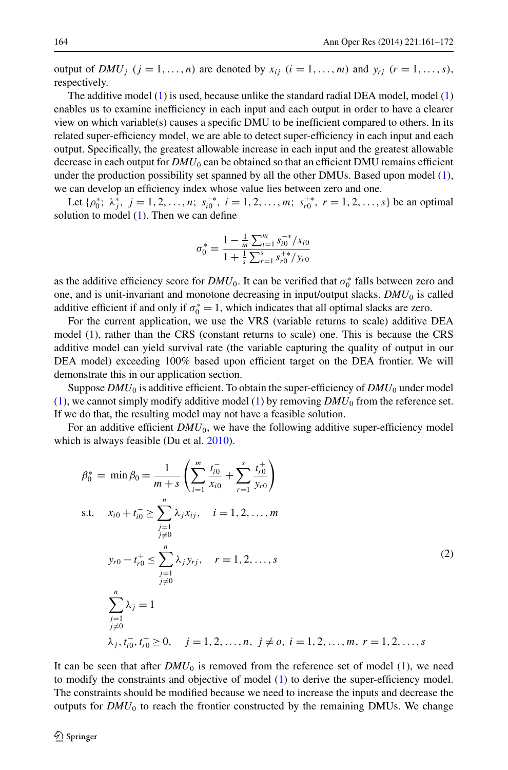output of $DMU_j$ $(j = 1, \ldots, n)$ are denoted by $x_{ij}$ $(i = 1, \ldots, m)$ and $y_{rj}$ $(r = 1, \ldots, s)$, respectively.

The additive model (1) is used, because unlike the standard radial DEA model, model (1) enables us to examine inefficiency in each input and each output in order to have a clearer view on which variable(s) causes a specific DMU to be inefficient compared to others. In its related super-efficiency model, we are able to detect super-efficiency in each input and each output. Specifically, the greatest allowable increase in each input and the greatest allowable decrease in each output for $DMU_0$ can be obtained so that an efficient DMU remains efficient under the production possibility set spanned by all the other DMUs. Based upon model (1), we can develop an efficiency index whose value lies between zero and one.

Let $\{\rho_0^*;\ \lambda_j^*,\ j = 1, 2, \ldots, n;\ s_{i0}^{-*},\ i = 1, 2, \ldots, m;\ s_{r0}^{+*},\ r = 1, 2, \ldots, s\}$ be an optimal solution to model (1). Then we can define

$$\sigma_0^* = \frac{1 - \frac{1}{m}\sum_{i=1}^{m} s_{i0}^{-*}/x_{i0}}{1 + \frac{1}{s}\sum_{r=1}^{s} s_{r0}^{+*}/y_{r0}}$$

as the additive efficiency score for $DMU_0$. It can be verified that $\sigma_0^*$ falls between zero and one, and is unit-invariant and monotone decreasing in input/output slacks. $DMU_0$ is called additive efficient if and only if $\sigma_0^* = 1$, which indicates that all optimal slacks are zero.

For the current application, we use the VRS (variable returns to scale) additive DEA model (1), rather than the CRS (constant returns to scale) one. This is because the CRS additive model can yield survival rate (the variable capturing the quality of output in our DEA model) exceeding 100% based upon efficient target on the DEA frontier. We will demonstrate this in our application section.

Suppose $DMU_0$ is additive efficient. To obtain the super-efficiency of $DMU_0$ under model (1), we cannot simply modify additive model (1) by removing $DMU_0$ from the reference set. If we do that, the resulting model may not have a feasible solution.

For an additive efficient $DMU_0$, we have the following additive super-efficiency model which is always feasible (Du et al. 2010).

$$\begin{aligned}
\beta_0^* = \min \beta_0 &= \frac{1}{m+s}\left(\sum_{i=1}^{m}\frac{t_{i0}^-}{x_{i0}} + \sum_{r=1}^{s}\frac{t_{r0}^+}{y_{r0}}\right) \\
\text{s.t.}\quad & x_{i0} + t_{i0}^- \ge \sum_{\substack{j=1\\ j\neq 0}}^{n} \lambda_j x_{ij}, \quad i = 1, 2, \ldots, m \\
& y_{r0} - t_{r0}^+ \le \sum_{\substack{j=1\\ j\neq 0}}^{n} \lambda_j y_{rj}, \quad r = 1, 2, \ldots, s \\
& \sum_{\substack{j=1\\ j\neq 0}}^{n} \lambda_j = 1 \\
& \lambda_j, t_{i0}^-, t_{r0}^+ \ge 0, \quad j = 1, 2, \ldots, n,\ j \neq o,\ i = 1, 2, \ldots, m,\ r = 1, 2, \ldots, s
\end{aligned} \tag{2}$$

It can be seen that after $DMU_0$ is removed from the reference set of model (1), we need to modify the constraints and objective of model (1) to derive the super-efficiency model. The constraints should be modified because we need to increase the inputs and decrease the outputs for $DMU_0$ to reach the frontier constructed by the remaining DMUs. We change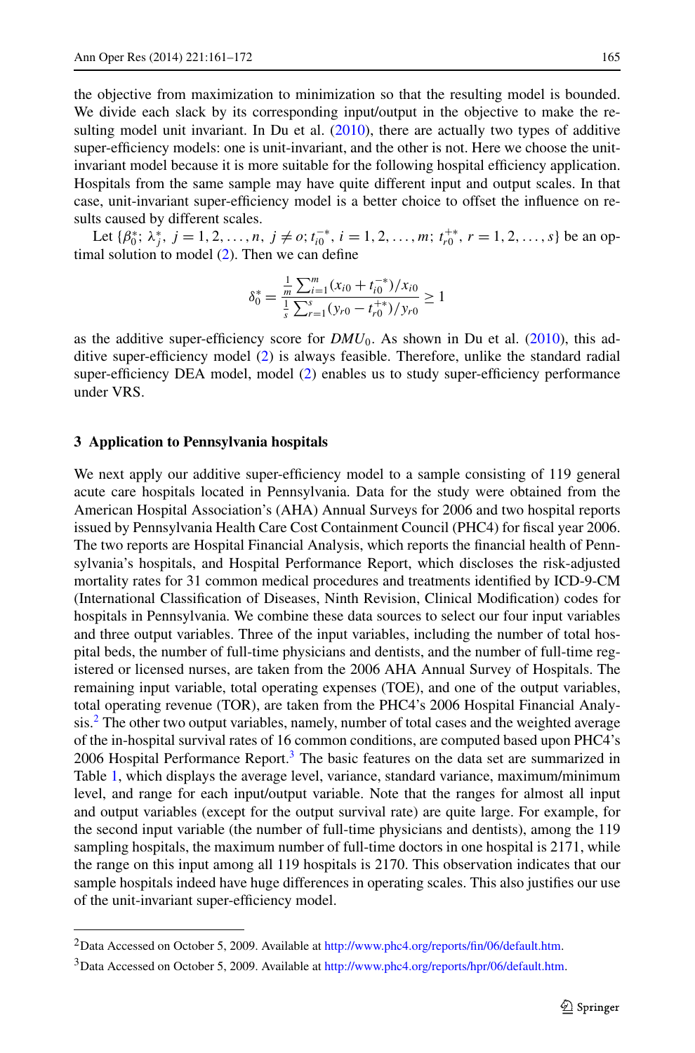the objective from maximization to minimization so that the resulting model is bounded. We divide each slack by its corresponding input/output in the objective to make the resulting model unit invariant. In Du et al. (2010), there are actually two types of additive super-efficiency models: one is unit-invariant, and the other is not. Here we choose the unit-invariant model because it is more suitable for the following hospital efficiency application. Hospitals from the same sample may have quite different input and output scales. In that case, unit-invariant super-efficiency model is a better choice to offset the influence on results caused by different scales.

Let $\{\beta_0^*; \lambda_j^*, j = 1, 2, \ldots, n, j \neq o; t_{i0}^{-*}, i = 1, 2, \ldots, m; t_{r0}^{+*}, r = 1, 2, \ldots, s\}$ be an optimal solution to model (2). Then we can define

$$\delta_0^* = \frac{\frac{1}{m}\sum_{i=1}^{m}(x_{i0} + t_{i0}^{-*})/x_{i0}}{\frac{1}{s}\sum_{r=1}^{s}(y_{r0} - t_{r0}^{+*})/y_{r0}} \geq 1$$

as the additive super-efficiency score for $DMU_0$. As shown in Du et al. (2010), this additive super-efficiency model (2) is always feasible. Therefore, unlike the standard radial super-efficiency DEA model, model (2) enables us to study super-efficiency performance under VRS.

## 3 Application to Pennsylvania hospitals

We next apply our additive super-efficiency model to a sample consisting of 119 general acute care hospitals located in Pennsylvania. Data for the study were obtained from the American Hospital Association's (AHA) Annual Surveys for 2006 and two hospital reports issued by Pennsylvania Health Care Cost Containment Council (PHC4) for fiscal year 2006. The two reports are Hospital Financial Analysis, which reports the financial health of Pennsylvania's hospitals, and Hospital Performance Report, which discloses the risk-adjusted mortality rates for 31 common medical procedures and treatments identified by ICD-9-CM (International Classification of Diseases, Ninth Revision, Clinical Modification) codes for hospitals in Pennsylvania. We combine these data sources to select our four input variables and three output variables. Three of the input variables, including the number of total hospital beds, the number of full-time physicians and dentists, and the number of full-time registered or licensed nurses, are taken from the 2006 AHA Annual Survey of Hospitals. The remaining input variable, total operating expenses (TOE), and one of the output variables, total operating revenue (TOR), are taken from the PHC4's 2006 Hospital Financial Analysis.[2] The other two output variables, namely, number of total cases and the weighted average of the in-hospital survival rates of 16 common conditions, are computed based upon PHC4's 2006 Hospital Performance Report.[3] The basic features on the data set are summarized in Table 1, which displays the average level, variance, standard variance, maximum/minimum level, and range for each input/output variable. Note that the ranges for almost all input and output variables (except for the output survival rate) are quite large. For example, for the second input variable (the number of full-time physicians and dentists), among the 119 sampling hospitals, the maximum number of full-time doctors in one hospital is 2171, while the range on this input among all 119 hospitals is 2170. This observation indicates that our sample hospitals indeed have huge differences in operating scales. This also justifies our use of the unit-invariant super-efficiency model.

---

[2] Data Accessed on October 5, 2009. Available at http://www.phc4.org/reports/fin/06/default.htm.

[3] Data Accessed on October 5, 2009. Available at http://www.phc4.org/reports/hpr/06/default.htm.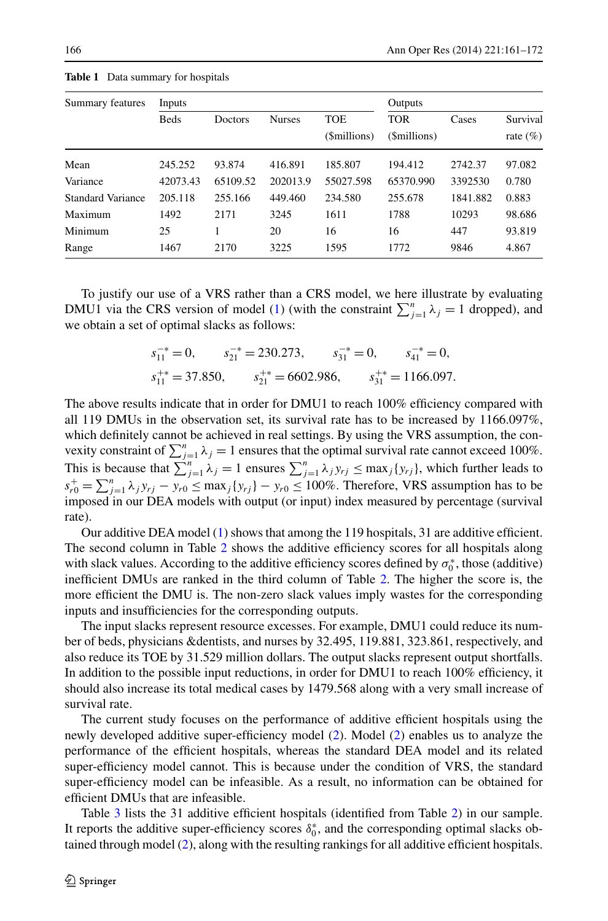**Table 1** Data summary for hospitals

| Summary features | Inputs | | | | Outputs | | |
|---|---|---|---|---|---|---|---|
| | Beds | Doctors | Nurses | TOE ($millions) | TOR ($millions) | Cases | Survival rate (%) |
| Mean | 245.252 | 93.874 | 416.891 | 185.807 | 194.412 | 2742.37 | 97.082 |
| Variance | 42073.43 | 65109.52 | 202013.9 | 55027.598 | 65370.990 | 3392530 | 0.780 |
| Standard Variance | 205.118 | 255.166 | 449.460 | 234.580 | 255.678 | 1841.882 | 0.883 |
| Maximum | 1492 | 2171 | 3245 | 1611 | 1788 | 10293 | 98.686 |
| Minimum | 25 | 1 | 20 | 16 | 16 | 447 | 93.819 |
| Range | 1467 | 2170 | 3225 | 1595 | 1772 | 9846 | 4.867 |

To justify our use of a VRS rather than a CRS model, we here illustrate by evaluating DMU1 via the CRS version of model (1) (with the constraint $\sum_{j=1}^{n} \lambda_j = 1$ dropped), and we obtain a set of optimal slacks as follows:

$$s_{11}^{-*} = 0, \qquad s_{21}^{-*} = 230.273, \qquad s_{31}^{-*} = 0, \qquad s_{41}^{-*} = 0,$$
$$s_{11}^{+*} = 37.850, \qquad s_{21}^{+*} = 6602.986, \qquad s_{31}^{+*} = 1166.097.$$

The above results indicate that in order for DMU1 to reach 100% efficiency compared with all 119 DMUs in the observation set, its survival rate has to be increased by 1166.097%, which definitely cannot be achieved in real settings. By using the VRS assumption, the convexity constraint of $\sum_{j=1}^{n} \lambda_j = 1$ ensures that the optimal survival rate cannot exceed 100%. This is because that $\sum_{j=1}^{n} \lambda_j = 1$ ensures $\sum_{j=1}^{n} \lambda_j y_{rj} \leq \max_j \{y_{rj}\}$, which further leads to $s_{r0}^{+} = \sum_{j=1}^{n} \lambda_j y_{rj} - y_{r0} \leq \max_j \{y_{rj}\} - y_{r0} \leq 100\%$. Therefore, VRS assumption has to be imposed in our DEA models with output (or input) index measured by percentage (survival rate).

Our additive DEA model (1) shows that among the 119 hospitals, 31 are additive efficient. The second column in Table 2 shows the additive efficiency scores for all hospitals along with slack values. According to the additive efficiency scores defined by $\sigma_0^*$, those (additive) inefficient DMUs are ranked in the third column of Table 2. The higher the score is, the more efficient the DMU is. The non-zero slack values imply wastes for the corresponding inputs and insufficiencies for the corresponding outputs.

The input slacks represent resource excesses. For example, DMU1 could reduce its number of beds, physicians &dentists, and nurses by 32.495, 119.881, 323.861, respectively, and also reduce its TOE by 31.529 million dollars. The output slacks represent output shortfalls. In addition to the possible input reductions, in order for DMU1 to reach 100% efficiency, it should also increase its total medical cases by 1479.568 along with a very small increase of survival rate.

The current study focuses on the performance of additive efficient hospitals using the newly developed additive super-efficiency model (2). Model (2) enables us to analyze the performance of the efficient hospitals, whereas the standard DEA model and its related super-efficiency model cannot. This is because under the condition of VRS, the standard super-efficiency model can be infeasible. As a result, no information can be obtained for efficient DMUs that are infeasible.

Table 3 lists the 31 additive efficient hospitals (identified from Table 2) in our sample. It reports the additive super-efficiency scores $\delta_0^*$, and the corresponding optimal slacks obtained through model (2), along with the resulting rankings for all additive efficient hospitals.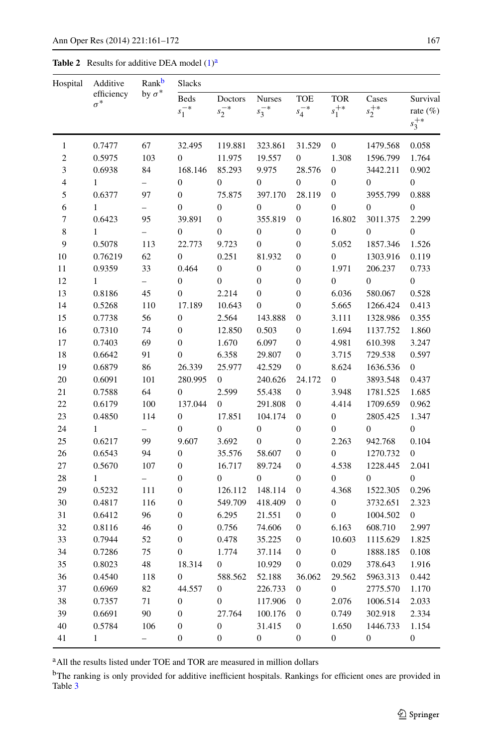**Table 2** Results for additive DEA model (1)[a]

| Hospital | Additive efficiency $\sigma^*$ | Rank[b] by $\sigma^*$ | Slacks | | | | | | |
|---|---|---|---|---|---|---|---|---|---|
| | | | Beds $s_1^{-*}$ | Doctors $s_2^{-*}$ | Nurses $s_3^{-*}$ | TOE $s_4^{-*}$ | TOR $s_1^{+*}$ | Cases $s_2^{+*}$ | Survival rate (%) $s_3^{+*}$ |
| 1 | 0.7477 | 67 | 32.495 | 119.881 | 323.861 | 31.529 | 0 | 1479.568 | 0.058 |
| 2 | 0.5975 | 103 | 0 | 11.975 | 19.557 | 0 | 1.308 | 1596.799 | 1.764 |
| 3 | 0.6938 | 84 | 168.146 | 85.293 | 9.975 | 28.576 | 0 | 3442.211 | 0.902 |
| 4 | 1 | – | 0 | 0 | 0 | 0 | 0 | 0 | 0 |
| 5 | 0.6377 | 97 | 0 | 75.875 | 397.170 | 28.119 | 0 | 3955.799 | 0.888 |
| 6 | 1 | – | 0 | 0 | 0 | 0 | 0 | 0 | 0 |
| 7 | 0.6423 | 95 | 39.891 | 0 | 355.819 | 0 | 16.802 | 3011.375 | 2.299 |
| 8 | 1 | – | 0 | 0 | 0 | 0 | 0 | 0 | 0 |
| 9 | 0.5078 | 113 | 22.773 | 9.723 | 0 | 0 | 5.052 | 1857.346 | 1.526 |
| 10 | 0.76219 | 62 | 0 | 0.251 | 81.932 | 0 | 0 | 1303.916 | 0.119 |
| 11 | 0.9359 | 33 | 0.464 | 0 | 0 | 0 | 1.971 | 206.237 | 0.733 |
| 12 | 1 | – | 0 | 0 | 0 | 0 | 0 | 0 | 0 |
| 13 | 0.8186 | 45 | 0 | 2.214 | 0 | 0 | 6.036 | 580.067 | 0.528 |
| 14 | 0.5268 | 110 | 17.189 | 10.643 | 0 | 0 | 5.665 | 1266.424 | 0.413 |
| 15 | 0.7738 | 56 | 0 | 2.564 | 143.888 | 0 | 3.111 | 1328.986 | 0.355 |
| 16 | 0.7310 | 74 | 0 | 12.850 | 0.503 | 0 | 1.694 | 1137.752 | 1.860 |
| 17 | 0.7403 | 69 | 0 | 1.670 | 6.097 | 0 | 4.981 | 610.398 | 3.247 |
| 18 | 0.6642 | 91 | 0 | 6.358 | 29.807 | 0 | 3.715 | 729.538 | 0.597 |
| 19 | 0.6879 | 86 | 26.339 | 25.977 | 42.529 | 0 | 8.624 | 1636.536 | 0 |
| 20 | 0.6091 | 101 | 280.995 | 0 | 240.626 | 24.172 | 0 | 3893.548 | 0.437 |
| 21 | 0.7588 | 64 | 0 | 2.599 | 55.438 | 0 | 3.948 | 1781.525 | 1.685 |
| 22 | 0.6179 | 100 | 137.044 | 0 | 291.808 | 0 | 4.414 | 1709.659 | 0.962 |
| 23 | 0.4850 | 114 | 0 | 17.851 | 104.174 | 0 | 0 | 2805.425 | 1.347 |
| 24 | 1 | – | 0 | 0 | 0 | 0 | 0 | 0 | 0 |
| 25 | 0.6217 | 99 | 9.607 | 3.692 | 0 | 0 | 2.263 | 942.768 | 0.104 |
| 26 | 0.6543 | 94 | 0 | 35.576 | 58.607 | 0 | 0 | 1270.732 | 0 |
| 27 | 0.5670 | 107 | 0 | 16.717 | 89.724 | 0 | 4.538 | 1228.445 | 2.041 |
| 28 | 1 | – | 0 | 0 | 0 | 0 | 0 | 0 | 0 |
| 29 | 0.5232 | 111 | 0 | 126.112 | 148.114 | 0 | 4.368 | 1522.305 | 0.296 |
| 30 | 0.4817 | 116 | 0 | 549.709 | 418.409 | 0 | 0 | 3732.651 | 2.323 |
| 31 | 0.6412 | 96 | 0 | 6.295 | 21.551 | 0 | 0 | 1004.502 | 0 |
| 32 | 0.8116 | 46 | 0 | 0.756 | 74.606 | 0 | 6.163 | 608.710 | 2.997 |
| 33 | 0.7944 | 52 | 0 | 0.478 | 35.225 | 0 | 10.603 | 1115.629 | 1.825 |
| 34 | 0.7286 | 75 | 0 | 1.774 | 37.114 | 0 | 0 | 1888.185 | 0.108 |
| 35 | 0.8023 | 48 | 18.314 | 0 | 10.929 | 0 | 0.029 | 378.643 | 1.916 |
| 36 | 0.4540 | 118 | 0 | 588.562 | 52.188 | 36.062 | 29.562 | 5963.313 | 0.442 |
| 37 | 0.6969 | 82 | 44.557 | 0 | 226.733 | 0 | 0 | 2775.570 | 1.170 |
| 38 | 0.7357 | 71 | 0 | 0 | 117.906 | 0 | 2.076 | 1006.514 | 2.033 |
| 39 | 0.6691 | 90 | 0 | 27.764 | 100.176 | 0 | 0.749 | 302.918 | 2.334 |
| 40 | 0.5784 | 106 | 0 | 0 | 31.415 | 0 | 1.650 | 1446.733 | 1.154 |
| 41 | 1 | – | 0 | 0 | 0 | 0 | 0 | 0 | 0 |

[a] All the results listed under TOE and TOR are measured in million dollars

[b] The ranking is only provided for additive inefficient hospitals. Rankings for efficient ones are provided in Table 3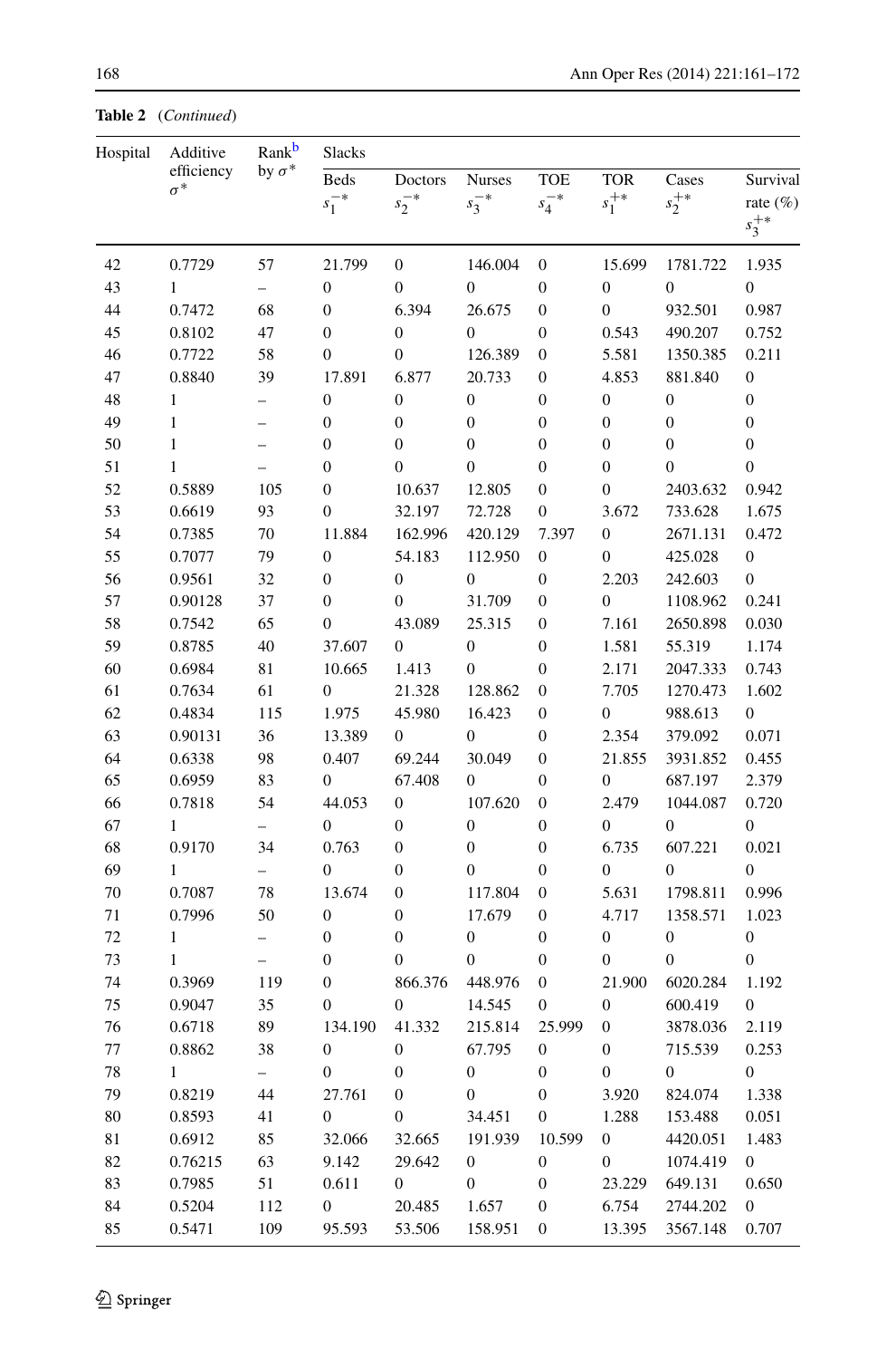**Table 2** (*Continued*)

| Hospital | Additive efficiency $\sigma^*$ | Rank[b] by $\sigma^*$ | Slacks | | | | | | |
|---|---|---|---|---|---|---|---|---|---|
| | | | Beds $s_1^{-*}$ | Doctors $s_2^{-*}$ | Nurses $s_3^{-*}$ | TOE $s_4^{-*}$ | TOR $s_1^{+*}$ | Cases $s_2^{+*}$ | Survival rate (%) $s_3^{+*}$ |
| 42 | 0.7729 | 57 | 21.799 | 0 | 146.004 | 0 | 15.699 | 1781.722 | 1.935 |
| 43 | 1 | – | 0 | 0 | 0 | 0 | 0 | 0 | 0 |
| 44 | 0.7472 | 68 | 0 | 6.394 | 26.675 | 0 | 0 | 932.501 | 0.987 |
| 45 | 0.8102 | 47 | 0 | 0 | 0 | 0 | 0.543 | 490.207 | 0.752 |
| 46 | 0.7722 | 58 | 0 | 0 | 126.389 | 0 | 5.581 | 1350.385 | 0.211 |
| 47 | 0.8840 | 39 | 17.891 | 6.877 | 20.733 | 0 | 4.853 | 881.840 | 0 |
| 48 | 1 | – | 0 | 0 | 0 | 0 | 0 | 0 | 0 |
| 49 | 1 | – | 0 | 0 | 0 | 0 | 0 | 0 | 0 |
| 50 | 1 | – | 0 | 0 | 0 | 0 | 0 | 0 | 0 |
| 51 | 1 | – | 0 | 0 | 0 | 0 | 0 | 0 | 0 |
| 52 | 0.5889 | 105 | 0 | 10.637 | 12.805 | 0 | 0 | 2403.632 | 0.942 |
| 53 | 0.6619 | 93 | 0 | 32.197 | 72.728 | 0 | 3.672 | 733.628 | 1.675 |
| 54 | 0.7385 | 70 | 11.884 | 162.996 | 420.129 | 7.397 | 0 | 2671.131 | 0.472 |
| 55 | 0.7077 | 79 | 0 | 54.183 | 112.950 | 0 | 0 | 425.028 | 0 |
| 56 | 0.9561 | 32 | 0 | 0 | 0 | 0 | 2.203 | 242.603 | 0 |
| 57 | 0.90128 | 37 | 0 | 0 | 31.709 | 0 | 0 | 1108.962 | 0.241 |
| 58 | 0.7542 | 65 | 0 | 43.089 | 25.315 | 0 | 7.161 | 2650.898 | 0.030 |
| 59 | 0.8785 | 40 | 37.607 | 0 | 0 | 0 | 1.581 | 55.319 | 1.174 |
| 60 | 0.6984 | 81 | 10.665 | 1.413 | 0 | 0 | 2.171 | 2047.333 | 0.743 |
| 61 | 0.7634 | 61 | 0 | 21.328 | 128.862 | 0 | 7.705 | 1270.473 | 1.602 |
| 62 | 0.4834 | 115 | 1.975 | 45.980 | 16.423 | 0 | 0 | 988.613 | 0 |
| 63 | 0.90131 | 36 | 13.389 | 0 | 0 | 0 | 2.354 | 379.092 | 0.071 |
| 64 | 0.6338 | 98 | 0.407 | 69.244 | 30.049 | 0 | 21.855 | 3931.852 | 0.455 |
| 65 | 0.6959 | 83 | 0 | 67.408 | 0 | 0 | 0 | 687.197 | 2.379 |
| 66 | 0.7818 | 54 | 44.053 | 0 | 107.620 | 0 | 2.479 | 1044.087 | 0.720 |
| 67 | 1 | – | 0 | 0 | 0 | 0 | 0 | 0 | 0 |
| 68 | 0.9170 | 34 | 0.763 | 0 | 0 | 0 | 6.735 | 607.221 | 0.021 |
| 69 | 1 | – | 0 | 0 | 0 | 0 | 0 | 0 | 0 |
| 70 | 0.7087 | 78 | 13.674 | 0 | 117.804 | 0 | 5.631 | 1798.811 | 0.996 |
| 71 | 0.7996 | 50 | 0 | 0 | 17.679 | 0 | 4.717 | 1358.571 | 1.023 |
| 72 | 1 | – | 0 | 0 | 0 | 0 | 0 | 0 | 0 |
| 73 | 1 | – | 0 | 0 | 0 | 0 | 0 | 0 | 0 |
| 74 | 0.3969 | 119 | 0 | 866.376 | 448.976 | 0 | 21.900 | 6020.284 | 1.192 |
| 75 | 0.9047 | 35 | 0 | 0 | 14.545 | 0 | 0 | 600.419 | 0 |
| 76 | 0.6718 | 89 | 134.190 | 41.332 | 215.814 | 25.999 | 0 | 3878.036 | 2.119 |
| 77 | 0.8862 | 38 | 0 | 0 | 67.795 | 0 | 0 | 715.539 | 0.253 |
| 78 | 1 | – | 0 | 0 | 0 | 0 | 0 | 0 | 0 |
| 79 | 0.8219 | 44 | 27.761 | 0 | 0 | 0 | 3.920 | 824.074 | 1.338 |
| 80 | 0.8593 | 41 | 0 | 0 | 34.451 | 0 | 1.288 | 153.488 | 0.051 |
| 81 | 0.6912 | 85 | 32.066 | 32.665 | 191.939 | 10.599 | 0 | 4420.051 | 1.483 |
| 82 | 0.76215 | 63 | 9.142 | 29.642 | 0 | 0 | 0 | 1074.419 | 0 |
| 83 | 0.7985 | 51 | 0.611 | 0 | 0 | 0 | 23.229 | 649.131 | 0.650 |
| 84 | 0.5204 | 112 | 0 | 20.485 | 1.657 | 0 | 6.754 | 2744.202 | 0 |
| 85 | 0.5471 | 109 | 95.593 | 53.506 | 158.951 | 0 | 13.395 | 3567.148 | 0.707 |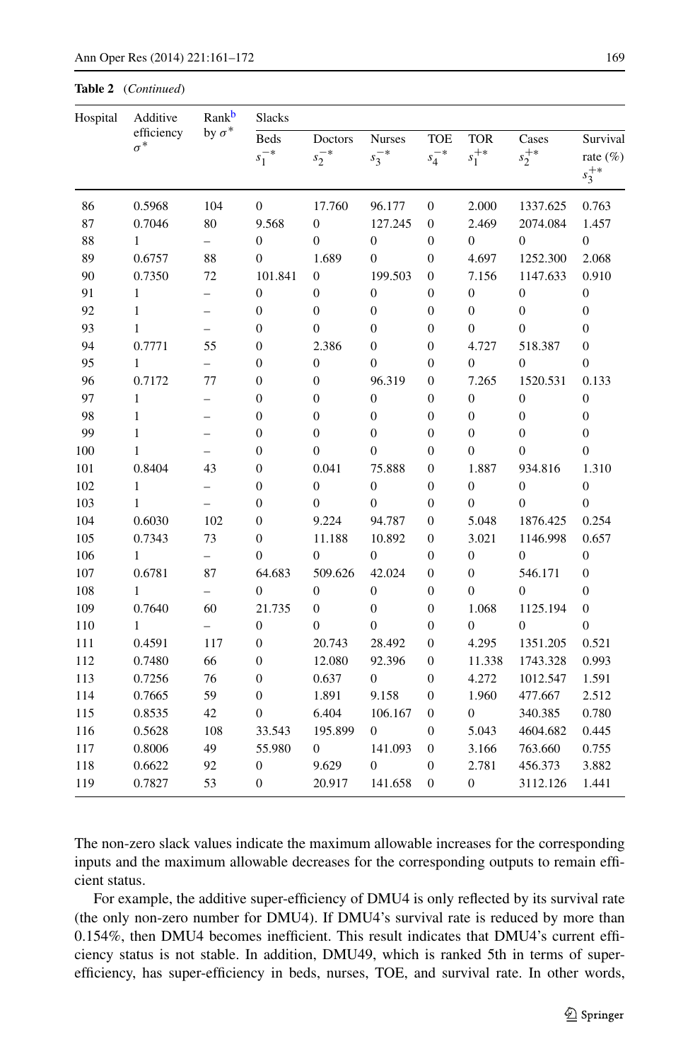**Table 2** (*Continued*)

| Hospital | Additive efficiency $\sigma^*$ | Rank[b] by $\sigma^*$ | Slacks | | | | | | |
|---|---|---|---|---|---|---|---|---|---|
| | | | Beds $s_1^{-*}$ | Doctors $s_2^{-*}$ | Nurses $s_3^{-*}$ | TOE $s_4^{-*}$ | TOR $s_1^{+*}$ | Cases $s_2^{+*}$ | Survival rate (%) $s_3^{+*}$ |
| 86 | 0.5968 | 104 | 0 | 17.760 | 96.177 | 0 | 2.000 | 1337.625 | 0.763 |
| 87 | 0.7046 | 80 | 9.568 | 0 | 127.245 | 0 | 2.469 | 2074.084 | 1.457 |
| 88 | 1 | – | 0 | 0 | 0 | 0 | 0 | 0 | 0 |
| 89 | 0.6757 | 88 | 0 | 1.689 | 0 | 0 | 4.697 | 1252.300 | 2.068 |
| 90 | 0.7350 | 72 | 101.841 | 0 | 199.503 | 0 | 7.156 | 1147.633 | 0.910 |
| 91 | 1 | – | 0 | 0 | 0 | 0 | 0 | 0 | 0 |
| 92 | 1 | – | 0 | 0 | 0 | 0 | 0 | 0 | 0 |
| 93 | 1 | – | 0 | 0 | 0 | 0 | 0 | 0 | 0 |
| 94 | 0.7771 | 55 | 0 | 2.386 | 0 | 0 | 4.727 | 518.387 | 0 |
| 95 | 1 | – | 0 | 0 | 0 | 0 | 0 | 0 | 0 |
| 96 | 0.7172 | 77 | 0 | 0 | 96.319 | 0 | 7.265 | 1520.531 | 0.133 |
| 97 | 1 | – | 0 | 0 | 0 | 0 | 0 | 0 | 0 |
| 98 | 1 | – | 0 | 0 | 0 | 0 | 0 | 0 | 0 |
| 99 | 1 | – | 0 | 0 | 0 | 0 | 0 | 0 | 0 |
| 100 | 1 | – | 0 | 0 | 0 | 0 | 0 | 0 | 0 |
| 101 | 0.8404 | 43 | 0 | 0.041 | 75.888 | 0 | 1.887 | 934.816 | 1.310 |
| 102 | 1 | – | 0 | 0 | 0 | 0 | 0 | 0 | 0 |
| 103 | 1 | – | 0 | 0 | 0 | 0 | 0 | 0 | 0 |
| 104 | 0.6030 | 102 | 0 | 9.224 | 94.787 | 0 | 5.048 | 1876.425 | 0.254 |
| 105 | 0.7343 | 73 | 0 | 11.188 | 10.892 | 0 | 3.021 | 1146.998 | 0.657 |
| 106 | 1 | – | 0 | 0 | 0 | 0 | 0 | 0 | 0 |
| 107 | 0.6781 | 87 | 64.683 | 509.626 | 42.024 | 0 | 0 | 546.171 | 0 |
| 108 | 1 | – | 0 | 0 | 0 | 0 | 0 | 0 | 0 |
| 109 | 0.7640 | 60 | 21.735 | 0 | 0 | 0 | 1.068 | 1125.194 | 0 |
| 110 | 1 | – | 0 | 0 | 0 | 0 | 0 | 0 | 0 |
| 111 | 0.4591 | 117 | 0 | 20.743 | 28.492 | 0 | 4.295 | 1351.205 | 0.521 |
| 112 | 0.7480 | 66 | 0 | 12.080 | 92.396 | 0 | 11.338 | 1743.328 | 0.993 |
| 113 | 0.7256 | 76 | 0 | 0.637 | 0 | 0 | 4.272 | 1012.547 | 1.591 |
| 114 | 0.7665 | 59 | 0 | 1.891 | 9.158 | 0 | 1.960 | 477.667 | 2.512 |
| 115 | 0.8535 | 42 | 0 | 6.404 | 106.167 | 0 | 0 | 340.385 | 0.780 |
| 116 | 0.5628 | 108 | 33.543 | 195.899 | 0 | 0 | 5.043 | 4604.682 | 0.445 |
| 117 | 0.8006 | 49 | 55.980 | 0 | 141.093 | 0 | 3.166 | 763.660 | 0.755 |
| 118 | 0.6622 | 92 | 0 | 9.629 | 0 | 0 | 2.781 | 456.373 | 3.882 |
| 119 | 0.7827 | 53 | 0 | 20.917 | 141.658 | 0 | 0 | 3112.126 | 1.441 |

The non-zero slack values indicate the maximum allowable increases for the corresponding inputs and the maximum allowable decreases for the corresponding outputs to remain efficient status.

For example, the additive super-efficiency of DMU4 is only reflected by its survival rate (the only non-zero number for DMU4). If DMU4's survival rate is reduced by more than 0.154%, then DMU4 becomes inefficient. This result indicates that DMU4's current efficiency status is not stable. In addition, DMU49, which is ranked 5th in terms of super-efficiency, has super-efficiency in beds, nurses, TOE, and survival rate. In other words,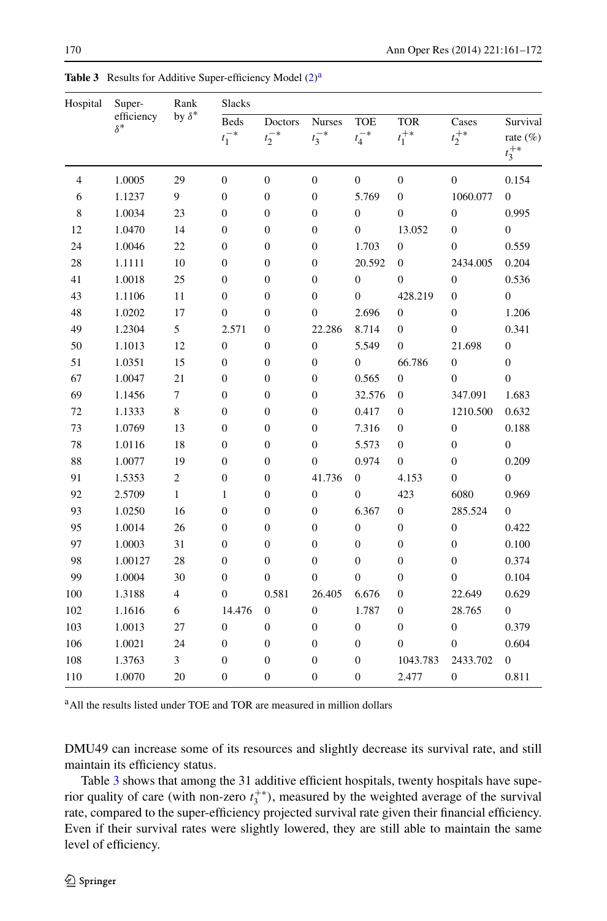**Table 3** Results for Additive Super-efficiency Model (2)[a]

| Hospital | Super-efficiency $\delta^*$ | Rank by $\delta^*$ | Slacks | | | | | | |
|---|---|---|---|---|---|---|---|---|---|
| | | | Beds $t_1^{-*}$ | Doctors $t_2^{-*}$ | Nurses $t_3^{-*}$ | TOE $t_4^{-*}$ | TOR $t_1^{+*}$ | Cases $t_2^{+*}$ | Survival rate (%) $t_3^{+*}$ |
| 4 | 1.0005 | 29 | 0 | 0 | 0 | 0 | 0 | 0 | 0.154 |
| 6 | 1.1237 | 9 | 0 | 0 | 0 | 5.769 | 0 | 1060.077 | 0 |
| 8 | 1.0034 | 23 | 0 | 0 | 0 | 0 | 0 | 0 | 0.995 |
| 12 | 1.0470 | 14 | 0 | 0 | 0 | 0 | 13.052 | 0 | 0 |
| 24 | 1.0046 | 22 | 0 | 0 | 0 | 1.703 | 0 | 0 | 0.559 |
| 28 | 1.1111 | 10 | 0 | 0 | 0 | 20.592 | 0 | 2434.005 | 0.204 |
| 41 | 1.0018 | 25 | 0 | 0 | 0 | 0 | 0 | 0 | 0.536 |
| 43 | 1.1106 | 11 | 0 | 0 | 0 | 0 | 428.219 | 0 | 0 |
| 48 | 1.0202 | 17 | 0 | 0 | 0 | 2.696 | 0 | 0 | 1.206 |
| 49 | 1.2304 | 5 | 2.571 | 0 | 22.286 | 8.714 | 0 | 0 | 0.341 |
| 50 | 1.1013 | 12 | 0 | 0 | 0 | 5.549 | 0 | 21.698 | 0 |
| 51 | 1.0351 | 15 | 0 | 0 | 0 | 0 | 66.786 | 0 | 0 |
| 67 | 1.0047 | 21 | 0 | 0 | 0 | 0.565 | 0 | 0 | 0 |
| 69 | 1.1456 | 7 | 0 | 0 | 0 | 32.576 | 0 | 347.091 | 1.683 |
| 72 | 1.1333 | 8 | 0 | 0 | 0 | 0.417 | 0 | 1210.500 | 0.632 |
| 73 | 1.0769 | 13 | 0 | 0 | 0 | 7.316 | 0 | 0 | 0.188 |
| 78 | 1.0116 | 18 | 0 | 0 | 0 | 5.573 | 0 | 0 | 0 |
| 88 | 1.0077 | 19 | 0 | 0 | 0 | 0.974 | 0 | 0 | 0.209 |
| 91 | 1.5353 | 2 | 0 | 0 | 41.736 | 0 | 4.153 | 0 | 0 |
| 92 | 2.5709 | 1 | 1 | 0 | 0 | 0 | 423 | 6080 | 0.969 |
| 93 | 1.0250 | 16 | 0 | 0 | 0 | 6.367 | 0 | 285.524 | 0 |
| 95 | 1.0014 | 26 | 0 | 0 | 0 | 0 | 0 | 0 | 0.422 |
| 97 | 1.0003 | 31 | 0 | 0 | 0 | 0 | 0 | 0 | 0.100 |
| 98 | 1.00127 | 28 | 0 | 0 | 0 | 0 | 0 | 0 | 0.374 |
| 99 | 1.0004 | 30 | 0 | 0 | 0 | 0 | 0 | 0 | 0.104 |
| 100 | 1.3188 | 4 | 0 | 0.581 | 26.405 | 6.676 | 0 | 22.649 | 0.629 |
| 102 | 1.1616 | 6 | 14.476 | 0 | 0 | 1.787 | 0 | 28.765 | 0 |
| 103 | 1.0013 | 27 | 0 | 0 | 0 | 0 | 0 | 0 | 0.379 |
| 106 | 1.0021 | 24 | 0 | 0 | 0 | 0 | 0 | 0 | 0.604 |
| 108 | 1.3763 | 3 | 0 | 0 | 0 | 0 | 1043.783 | 2433.702 | 0 |
| 110 | 1.0070 | 20 | 0 | 0 | 0 | 0 | 2.477 | 0 | 0.811 |

[a] All the results listed under TOE and TOR are measured in million dollars

DMU49 can increase some of its resources and slightly decrease its survival rate, and still maintain its efficiency status.

Table 3 shows that among the 31 additive efficient hospitals, twenty hospitals have superior quality of care (with non-zero $t_3^{+*}$), measured by the weighted average of the survival rate, compared to the super-efficiency projected survival rate given their financial efficiency. Even if their survival rates were slightly lowered, they are still able to maintain the same level of efficiency.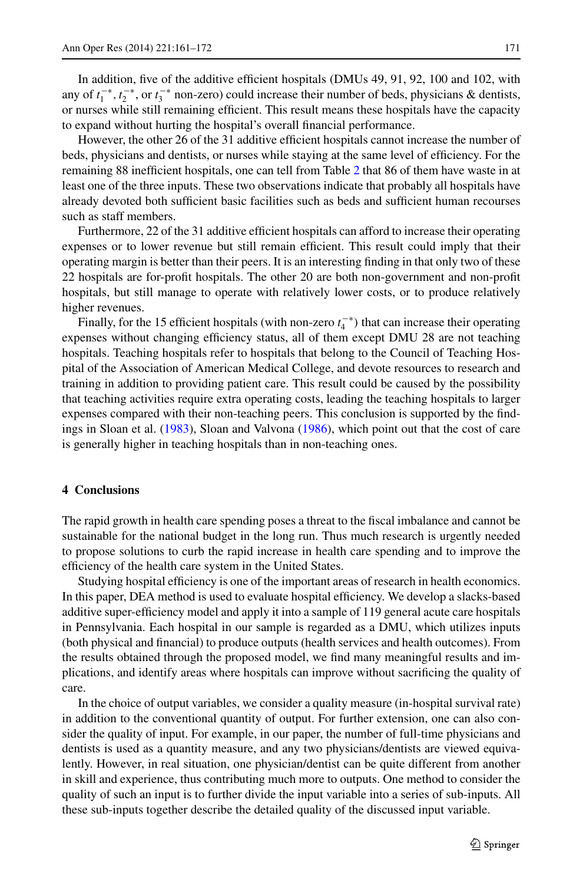In addition, five of the additive efficient hospitals (DMUs 49, 91, 92, 100 and 102, with any of $t_1^{-*}$, $t_2^{-*}$, or $t_3^{-*}$ non-zero) could increase their number of beds, physicians & dentists, or nurses while still remaining efficient. This result means these hospitals have the capacity to expand without hurting the hospital's overall financial performance.

However, the other 26 of the 31 additive efficient hospitals cannot increase the number of beds, physicians and dentists, or nurses while staying at the same level of efficiency. For the remaining 88 inefficient hospitals, one can tell from Table 2 that 86 of them have waste in at least one of the three inputs. These two observations indicate that probably all hospitals have already devoted both sufficient basic facilities such as beds and sufficient human recourses such as staff members.

Furthermore, 22 of the 31 additive efficient hospitals can afford to increase their operating expenses or to lower revenue but still remain efficient. This result could imply that their operating margin is better than their peers. It is an interesting finding in that only two of these 22 hospitals are for-profit hospitals. The other 20 are both non-government and non-profit hospitals, but still manage to operate with relatively lower costs, or to produce relatively higher revenues.

Finally, for the 15 efficient hospitals (with non-zero $t_4^{-*}$) that can increase their operating expenses without changing efficiency status, all of them except DMU 28 are not teaching hospitals. Teaching hospitals refer to hospitals that belong to the Council of Teaching Hospital of the Association of American Medical College, and devote resources to research and training in addition to providing patient care. This result could be caused by the possibility that teaching activities require extra operating costs, leading the teaching hospitals to larger expenses compared with their non-teaching peers. This conclusion is supported by the findings in Sloan et al. (1983), Sloan and Valvona (1986), which point out that the cost of care is generally higher in teaching hospitals than in non-teaching ones.

## 4 Conclusions

The rapid growth in health care spending poses a threat to the fiscal imbalance and cannot be sustainable for the national budget in the long run. Thus much research is urgently needed to propose solutions to curb the rapid increase in health care spending and to improve the efficiency of the health care system in the United States.

Studying hospital efficiency is one of the important areas of research in health economics. In this paper, DEA method is used to evaluate hospital efficiency. We develop a slacks-based additive super-efficiency model and apply it into a sample of 119 general acute care hospitals in Pennsylvania. Each hospital in our sample is regarded as a DMU, which utilizes inputs (both physical and financial) to produce outputs (health services and health outcomes). From the results obtained through the proposed model, we find many meaningful results and implications, and identify areas where hospitals can improve without sacrificing the quality of care.

In the choice of output variables, we consider a quality measure (in-hospital survival rate) in addition to the conventional quantity of output. For further extension, one can also consider the quality of input. For example, in our paper, the number of full-time physicians and dentists is used as a quantity measure, and any two physicians/dentists are viewed equivalently. However, in real situation, one physician/dentist can be quite different from another in skill and experience, thus contributing much more to outputs. One method to consider the quality of such an input is to further divide the input variable into a series of sub-inputs. All these sub-inputs together describe the detailed quality of the discussed input variable.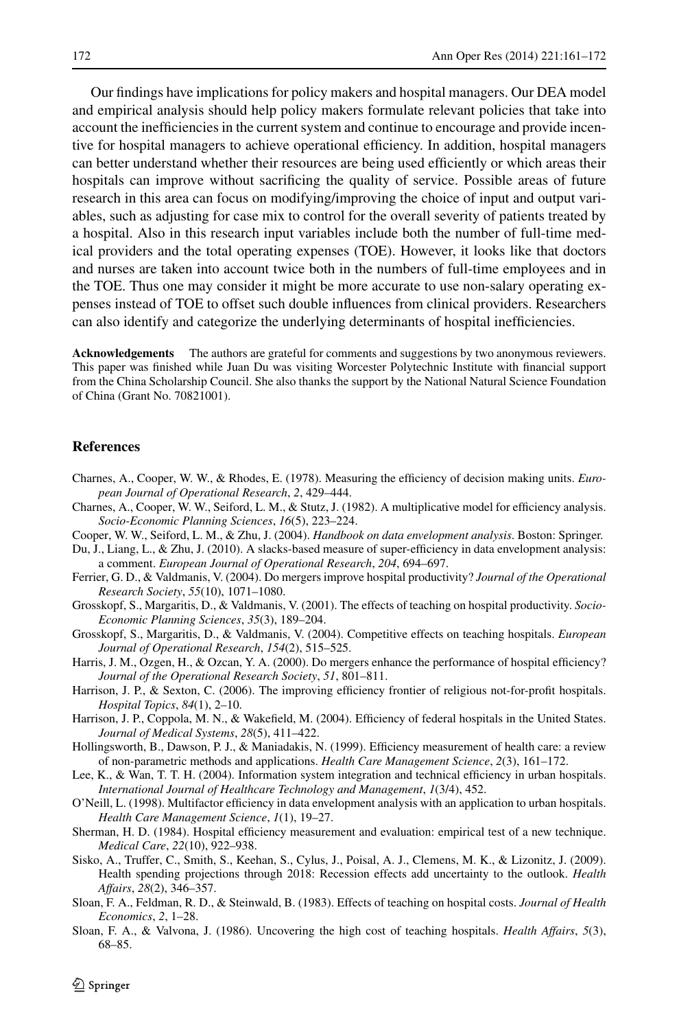Our findings have implications for policy makers and hospital managers. Our DEA model and empirical analysis should help policy makers formulate relevant policies that take into account the inefficiencies in the current system and continue to encourage and provide incentive for hospital managers to achieve operational efficiency. In addition, hospital managers can better understand whether their resources are being used efficiently or which areas their hospitals can improve without sacrificing the quality of service. Possible areas of future research in this area can focus on modifying/improving the choice of input and output variables, such as adjusting for case mix to control for the overall severity of patients treated by a hospital. Also in this research input variables include both the number of full-time medical providers and the total operating expenses (TOE). However, it looks like that doctors and nurses are taken into account twice both in the numbers of full-time employees and in the TOE. Thus one may consider it might be more accurate to use non-salary operating expenses instead of TOE to offset such double influences from clinical providers. Researchers can also identify and categorize the underlying determinants of hospital inefficiencies.

**Acknowledgements** The authors are grateful for comments and suggestions by two anonymous reviewers. This paper was finished while Juan Du was visiting Worcester Polytechnic Institute with financial support from the China Scholarship Council. She also thanks the support by the National Natural Science Foundation of China (Grant No. 70821001).

## References

Charnes, A., Cooper, W. W., & Rhodes, E. (1978). Measuring the efficiency of decision making units. *European Journal of Operational Research*, *2*, 429–444.

Charnes, A., Cooper, W. W., Seiford, L. M., & Stutz, J. (1982). A multiplicative model for efficiency analysis. *Socio-Economic Planning Sciences*, *16*(5), 223–224.

Cooper, W. W., Seiford, L. M., & Zhu, J. (2004). *Handbook on data envelopment analysis*. Boston: Springer.

Du, J., Liang, L., & Zhu, J. (2010). A slacks-based measure of super-efficiency in data envelopment analysis: a comment. *European Journal of Operational Research*, *204*, 694–697.

Ferrier, G. D., & Valdmanis, V. (2004). Do mergers improve hospital productivity? *Journal of the Operational Research Society*, *55*(10), 1071–1080.

Grosskopf, S., Margaritis, D., & Valdmanis, V. (2001). The effects of teaching on hospital productivity. *Socio-Economic Planning Sciences*, *35*(3), 189–204.

Grosskopf, S., Margaritis, D., & Valdmanis, V. (2004). Competitive effects on teaching hospitals. *European Journal of Operational Research*, *154*(2), 515–525.

Harris, J. M., Ozgen, H., & Ozcan, Y. A. (2000). Do mergers enhance the performance of hospital efficiency? *Journal of the Operational Research Society*, *51*, 801–811.

Harrison, J. P., & Sexton, C. (2006). The improving efficiency frontier of religious not-for-profit hospitals. *Hospital Topics*, *84*(1), 2–10.

Harrison, J. P., Coppola, M. N., & Wakefield, M. (2004). Efficiency of federal hospitals in the United States. *Journal of Medical Systems*, *28*(5), 411–422.

Hollingsworth, B., Dawson, P. J., & Maniadakis, N. (1999). Efficiency measurement of health care: a review of non-parametric methods and applications. *Health Care Management Science*, *2*(3), 161–172.

Lee, K., & Wan, T. T. H. (2004). Information system integration and technical efficiency in urban hospitals. *International Journal of Healthcare Technology and Management*, *1*(3/4), 452.

O'Neill, L. (1998). Multifactor efficiency in data envelopment analysis with an application to urban hospitals. *Health Care Management Science*, *1*(1), 19–27.

Sherman, H. D. (1984). Hospital efficiency measurement and evaluation: empirical test of a new technique. *Medical Care*, *22*(10), 922–938.

Sisko, A., Truffer, C., Smith, S., Keehan, S., Cylus, J., Poisal, A. J., Clemens, M. K., & Lizonitz, J. (2009). Health spending projections through 2018: Recession effects add uncertainty to the outlook. *Health Affairs*, *28*(2), 346–357.

Sloan, F. A., Feldman, R. D., & Steinwald, B. (1983). Effects of teaching on hospital costs. *Journal of Health Economics*, *2*, 1–28.

Sloan, F. A., & Valvona, J. (1986). Uncovering the high cost of teaching hospitals. *Health Affairs*, *5*(3), 68–85.